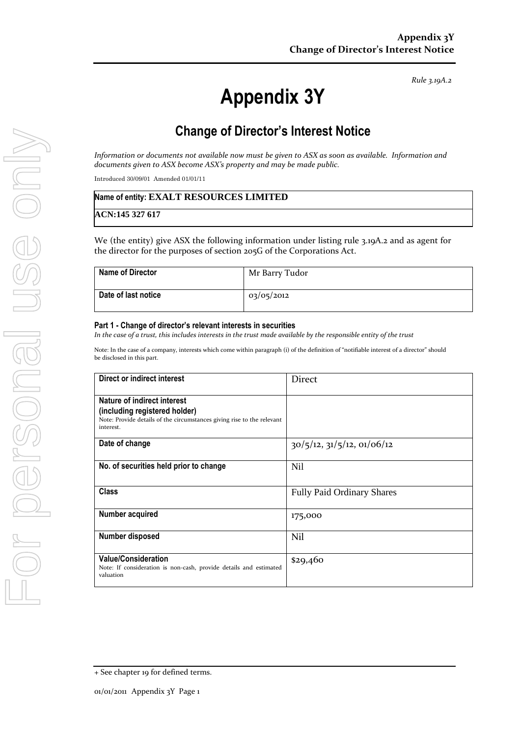*Rule 3.19A.2*

# Appendix 3Y

## Change of Director's Interest Notice

*Information or documents not available now must be given to ASX as soon as available. Information and documents given to ASX become ASX's property and may be made public.*

Introduced 30/09/01 Amended 01/01/11

| Name of entity: **EXALT RESOURCES LIMITED** |
|---|
| **ACN:145 327 617** |

We (the entity) give ASX the following information under listing rule 3.19A.2 and as agent for the director for the purposes of section 205G of the Corporations Act.

| **Name of Director** | Mr Barry Tudor |
|---|---|
| **Date of last notice** | 03/05/2012 |

### Part 1 - Change of director's relevant interests in securities

*In the case of a trust, this includes interests in the trust made available by the responsible entity of the trust*

Note: In the case of a company, interests which come within paragraph (i) of the definition of "notifiable interest of a director" should be disclosed in this part.

| **Direct or indirect interest** | Direct |
|---|---|
| **Nature of indirect interest (including registered holder)** Note: Provide details of the circumstances giving rise to the relevant interest. | |
| **Date of change** | 30/5/12, 31/5/12, 01/06/12 |
| **No. of securities held prior to change** | Nil |
| **Class** | Fully Paid Ordinary Shares |
| **Number acquired** | 175,000 |
| **Number disposed** | Nil |
| **Value/Consideration** Note: If consideration is non-cash, provide details and estimated valuation | $29,460 |

+ See chapter 19 for defined terms.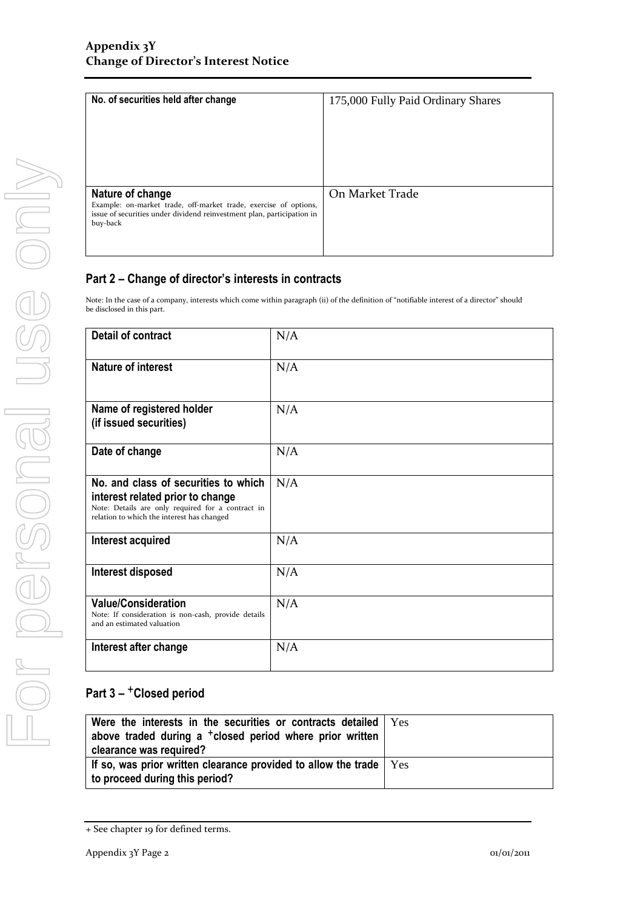| No. of securities held after change | 175,000 Fully Paid Ordinary Shares |
|---|---|
| **Nature of change**<br>Example: on-market trade, off-market trade, exercise of options, issue of securities under dividend reinvestment plan, participation in buy-back | On Market Trade |

## Part 2 – Change of director's interests in contracts

Note: In the case of a company, interests which come within paragraph (ii) of the definition of "notifiable interest of a director" should be disclosed in this part.

| Detail of contract | N/A |
|---|---|
| **Nature of interest** | N/A |
| **Name of registered holder (if issued securities)** | N/A |
| **Date of change** | N/A |
| **No. and class of securities to which interest related prior to change**<br>Note: Details are only required for a contract in relation to which the interest has changed | N/A |
| **Interest acquired** | N/A |
| **Interest disposed** | N/A |
| **Value/Consideration**<br>Note: If consideration is non-cash, provide details and an estimated valuation | N/A |
| **Interest after change** | N/A |

## Part 3 – +Closed period

| Were the interests in the securities or contracts detailed above traded during a +closed period where prior written clearance was required? | Yes |
|---|---|
| **If so, was prior written clearance provided to allow the trade to proceed during this period?** | Yes |

+ See chapter 19 for defined terms.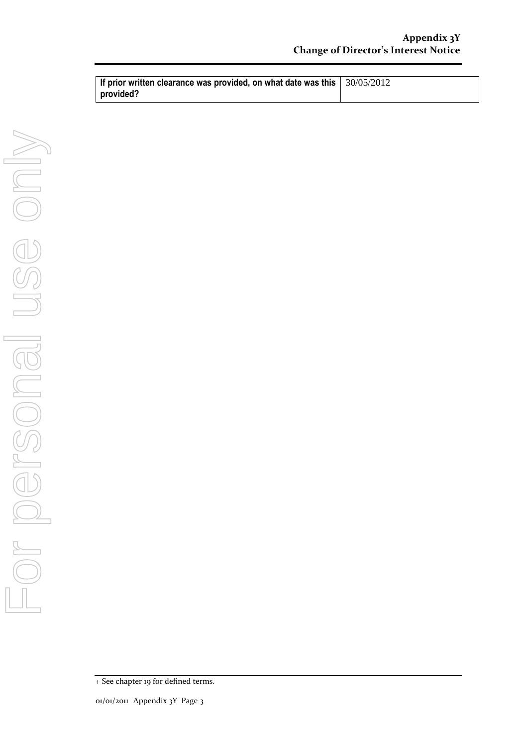| | |
|---|---|
| **If prior written clearance was provided, on what date was this provided?** | 30/05/2012 |

+ See chapter 19 for defined terms.